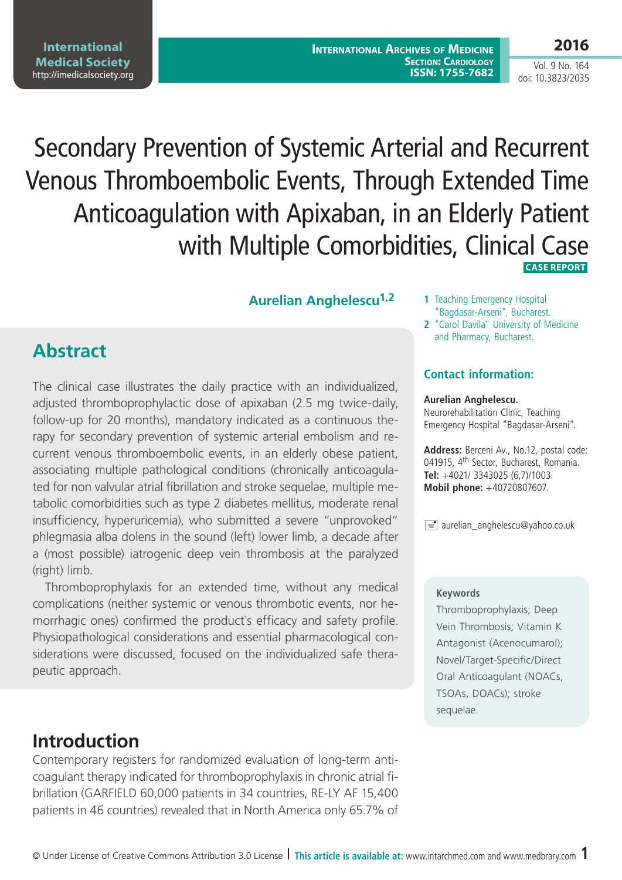# Secondary Prevention of Systemic Arterial and Recurrent Venous Thromboembolic Events, Through Extended Time Anticoagulation with Apixaban, in an Elderly Patient with Multiple Comorbidities, Clinical Case

**CASE REPORT**

**Aurelian Anghelescu**[1,2]

1 Teaching Emergency Hospital "Bagdasar-Arseni", Bucharest.
2 "Carol Davila" University of Medicine and Pharmacy, Bucharest.

## Contact information:

**Aurelian Anghelescu.**
Neurorehabilitation Clinic, Teaching Emergency Hospital "Bagdasar-Arseni".

**Address:** Berceni Av., No.12, postal code: 041915, 4th Sector, Bucharest, Romania.
**Tel:** +4021/ 3343025 (6,7)/1003.
**Mobil phone:** +40720807607.

aurelian_anghelescu@yahoo.co.uk

## Abstract

The clinical case illustrates the daily practice with an individualized, adjusted thromboprophylactic dose of apixaban (2.5 mg twice-daily, follow-up for 20 months), mandatory indicated as a continuous therapy for secondary prevention of systemic arterial embolism and recurrent venous thromboembolic events, in an elderly obese patient, associating multiple pathological conditions (chronically anticoagulated for non valvular atrial fibrillation and stroke sequelae, multiple metabolic comorbidities such as type 2 diabetes mellitus, moderate renal insufficiency, hyperuricemia), who submitted a severe "unprovoked" phlegmasia alba dolens in the sound (left) lower limb, a decade after a (most possible) iatrogenic deep vein thrombosis at the paralyzed (right) limb.

Thromboprophylaxis for an extended time, without any medical complications (neither systemic or venous thrombotic events, nor hemorrhagic ones) confirmed the product`s efficacy and safety profile. Physiopathological considerations and essential pharmacological considerations were discussed, focused on the individualized safe therapeutic approach.

**Keywords**

Thromboprophylaxis; Deep Vein Thrombosis; Vitamin K Antagonist (Acenocumarol); Novel/Target-Specific/Direct Oral Anticoagulant (NOACs, TSOAs, DOACs); stroke sequelae.

## Introduction

Contemporary registers for randomized evaluation of long-term anticoagulant therapy indicated for thromboprophylaxis in chronic atrial fibrillation (GARFIELD 60,000 patients in 34 countries, RE-LY AF 15,400 patients in 46 countries) revealed that in North America only 65.7% of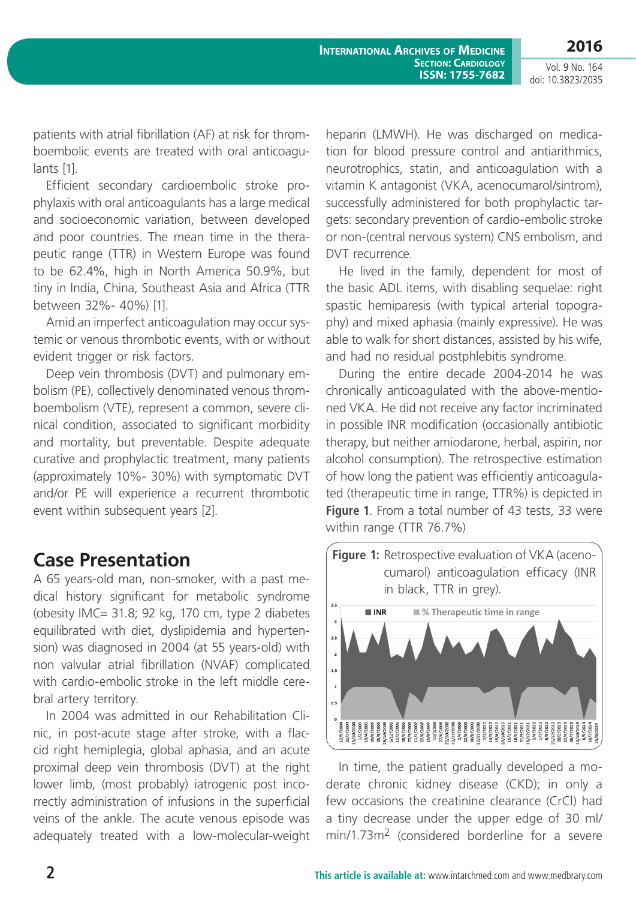patients with atrial fibrillation (AF) at risk for thromboembolic events are treated with oral anticoagulants [1].

Efficient secondary cardioembolic stroke prophylaxis with oral anticoagulants has a large medical and socioeconomic variation, between developed and poor countries. The mean time in the therapeutic range (TTR) in Western Europe was found to be 62.4%, high in North America 50.9%, but tiny in India, China, Southeast Asia and Africa (TTR between 32%- 40%) [1].

Amid an imperfect anticoagulation may occur systemic or venous thrombotic events, with or without evident trigger or risk factors.

Deep vein thrombosis (DVT) and pulmonary embolism (PE), collectively denominated venous thromboembolism (VTE), represent a common, severe clinical condition, associated to significant morbidity and mortality, but preventable. Despite adequate curative and prophylactic treatment, many patients (approximately 10%- 30%) with symptomatic DVT and/or PE will experience a recurrent thrombotic event within subsequent years [2].

## Case Presentation

A 65 years-old man, non-smoker, with a past medical history significant for metabolic syndrome (obesity IMC= 31.8; 92 kg, 170 cm, type 2 diabetes equilibrated with diet, dyslipidemia and hypertension) was diagnosed in 2004 (at 55 years-old) with non valvular atrial fibrillation (NVAF) complicated with cardio-embolic stroke in the left middle cerebral artery territory.

In 2004 was admitted in our Rehabilitation Clinic, in post-acute stage after stroke, with a flaccid right hemiplegia, global aphasia, and an acute proximal deep vein thrombosis (DVT) at the right lower limb, (most probably) iatrogenic post incorrectly administration of infusions in the superficial veins of the ankle. The acute venous episode was adequately treated with a low-molecular-weight heparin (LMWH). He was discharged on medication for blood pressure control and antiarithmics, neurotrophics, statin, and anticoagulation with a vitamin K antagonist (VKA, acenocumarol/sintrom), successfully administered for both prophylactic targets: secondary prevention of cardio-embolic stroke or non-(central nervous system) CNS embolism, and DVT recurrence.

He lived in the family, dependent for most of the basic ADL items, with disabling sequelae: right spastic hemiparesis (with typical arterial topography) and mixed aphasia (mainly expressive). He was able to walk for short distances, assisted by his wife, and had no residual postphlebitis syndrome.

During the entire decade 2004-2014 he was chronically anticoagulated with the above-mentioned VKA. He did not receive any factor incriminated in possible INR modification (occasionally antibiotic therapy, but neither amiodarone, herbal, aspirin, nor alcohol consumption). The retrospective estimation of how long the patient was efficiently anticoagulated (therapeutic time in range, TTR%) is depicted in **Figure 1**. From a total number of 43 tests, 33 were within range (TTR 76.7%)

**Figure 1:** Retrospective evaluation of VKA (acenocumarol) anticoagulation efficacy (INR in black, TTR in grey).

In time, the patient gradually developed a moderate chronic kidney disease (CKD); in only a few occasions the creatinine clearance (CrCl) had a tiny decrease under the upper edge of 30 ml/min/1.73m$^2$ (considered borderline for a severe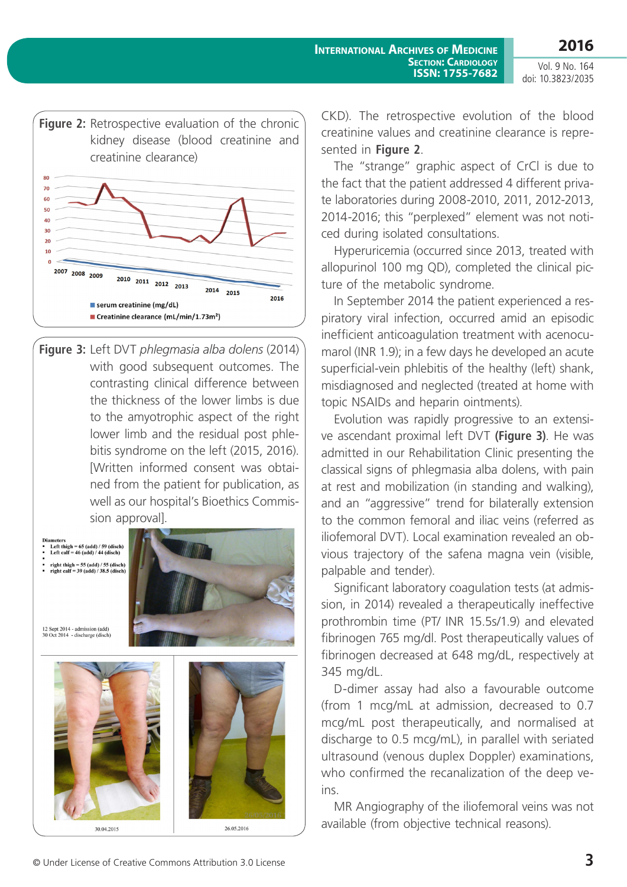**Figure 2:** Retrospective evaluation of the chronic kidney disease (blood creatinine and creatinine clearance)

**Figure 3:** Left DVT *phlegmasia alba dolens* (2014) with good subsequent outcomes. The contrasting clinical difference between the thickness of the lower limbs is due to the amyotrophic aspect of the right lower limb and the residual post phlebitis syndrome on the left (2015, 2016). [Written informed consent was obtained from the patient for publication, as well as our hospital's Bioethics Commission approval].

CKD). The retrospective evolution of the blood creatinine values and creatinine clearance is represented in **Figure 2**.

The "strange" graphic aspect of CrCl is due to the fact that the patient addressed 4 different private laboratories during 2008-2010, 2011, 2012-2013, 2014-2016; this "perplexed" element was not noticed during isolated consultations.

Hyperuricemia (occurred since 2013, treated with allopurinol 100 mg QD), completed the clinical picture of the metabolic syndrome.

In September 2014 the patient experienced a respiratory viral infection, occurred amid an episodic inefficient anticoagulation treatment with acenocumarol (INR 1.9); in a few days he developed an acute superficial-vein phlebitis of the healthy (left) shank, misdiagnosed and neglected (treated at home with topic NSAIDs and heparin ointments).

Evolution was rapidly progressive to an extensive ascendant proximal left DVT **(Figure 3)**. He was admitted in our Rehabilitation Clinic presenting the classical signs of phlegmasia alba dolens, with pain at rest and mobilization (in standing and walking), and an "aggressive" trend for bilaterally extension to the common femoral and iliac veins (referred as iliofemoral DVT). Local examination revealed an obvious trajectory of the safena magna vein (visible, palpable and tender).

Significant laboratory coagulation tests (at admission, in 2014) revealed a therapeutically ineffective prothrombin time (PT/ INR 15.5s/1.9) and elevated fibrinogen 765 mg/dl. Post therapeutically values of fibrinogen decreased at 648 mg/dL, respectively at 345 mg/dL.

D-dimer assay had also a favourable outcome (from 1 mcg/mL at admission, decreased to 0.7 mcg/mL post therapeutically, and normalised at discharge to 0.5 mcg/mL), in parallel with seriated ultrasound (venous duplex Doppler) examinations, who confirmed the recanalization of the deep veins.

MR Angiography of the iliofemoral veins was not available (from objective technical reasons).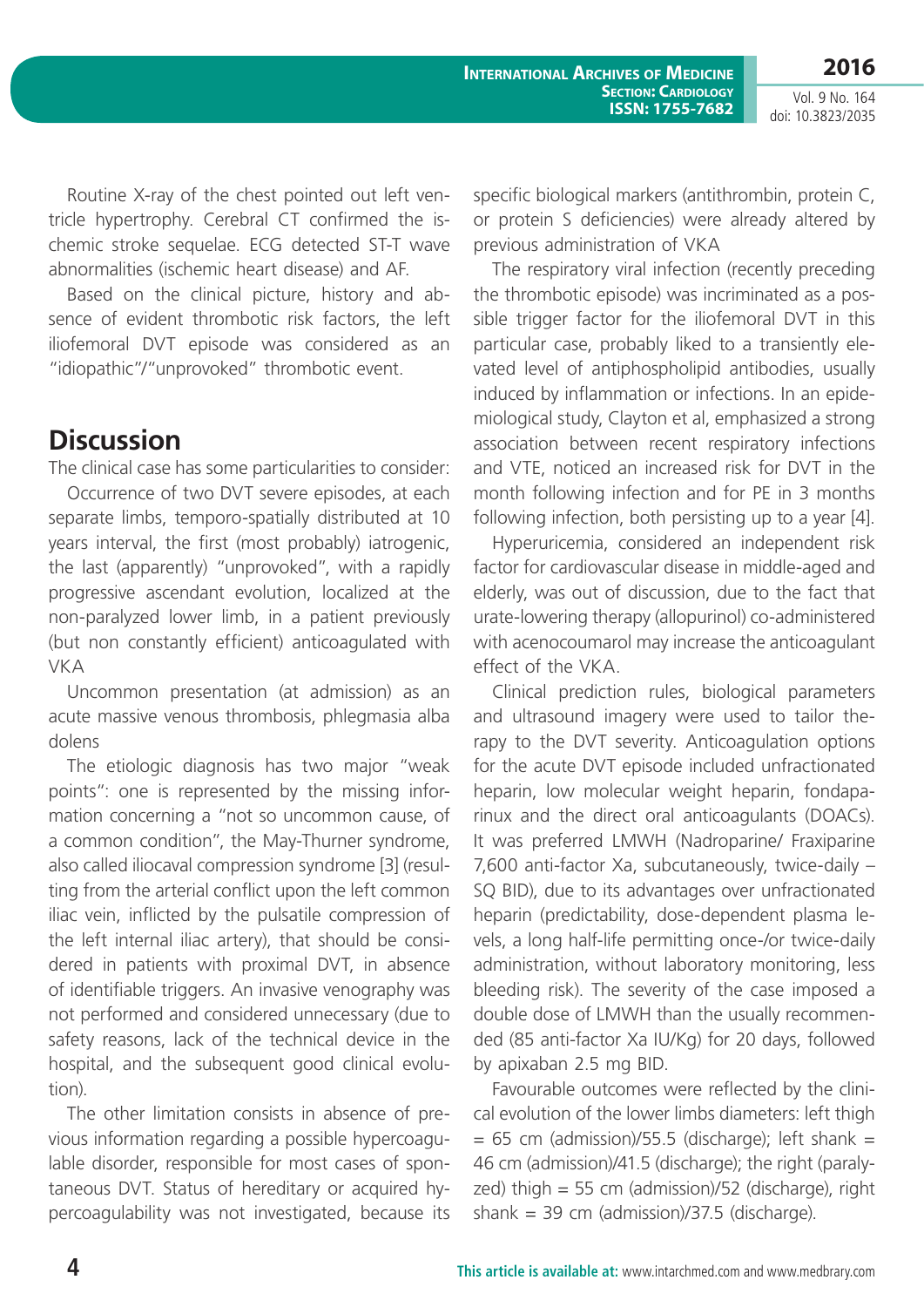Routine X-ray of the chest pointed out left ventricle hypertrophy. Cerebral CT confirmed the ischemic stroke sequelae. ECG detected ST-T wave abnormalities (ischemic heart disease) and AF.

Based on the clinical picture, history and absence of evident thrombotic risk factors, the left iliofemoral DVT episode was considered as an "idiopathic"/"unprovoked" thrombotic event.

## Discussion

The clinical case has some particularities to consider:

Occurrence of two DVT severe episodes, at each separate limbs, temporo-spatially distributed at 10 years interval, the first (most probably) iatrogenic, the last (apparently) "unprovoked", with a rapidly progressive ascendant evolution, localized at the non-paralyzed lower limb, in a patient previously (but non constantly efficient) anticoagulated with VKA

Uncommon presentation (at admission) as an acute massive venous thrombosis, phlegmasia alba dolens

The etiologic diagnosis has two major "weak points": one is represented by the missing information concerning a "not so uncommon cause, of a common condition", the May-Thurner syndrome, also called iliocaval compression syndrome [3] (resulting from the arterial conflict upon the left common iliac vein, inflicted by the pulsatile compression of the left internal iliac artery), that should be considered in patients with proximal DVT, in absence of identifiable triggers. An invasive venography was not performed and considered unnecessary (due to safety reasons, lack of the technical device in the hospital, and the subsequent good clinical evolution).

The other limitation consists in absence of previous information regarding a possible hypercoagulable disorder, responsible for most cases of spontaneous DVT. Status of hereditary or acquired hypercoagulability was not investigated, because its specific biological markers (antithrombin, protein C, or protein S deficiencies) were already altered by previous administration of VKA

The respiratory viral infection (recently preceding the thrombotic episode) was incriminated as a possible trigger factor for the iliofemoral DVT in this particular case, probably liked to a transiently elevated level of antiphospholipid antibodies, usually induced by inflammation or infections. In an epidemiological study, Clayton et al, emphasized a strong association between recent respiratory infections and VTE, noticed an increased risk for DVT in the month following infection and for PE in 3 months following infection, both persisting up to a year [4].

Hyperuricemia, considered an independent risk factor for cardiovascular disease in middle-aged and elderly, was out of discussion, due to the fact that urate-lowering therapy (allopurinol) co-administered with acenocoumarol may increase the anticoagulant effect of the VKA.

Clinical prediction rules, biological parameters and ultrasound imagery were used to tailor therapy to the DVT severity. Anticoagulation options for the acute DVT episode included unfractionated heparin, low molecular weight heparin, fondaparinux and the direct oral anticoagulants (DOACs). It was preferred LMWH (Nadroparine/ Fraxiparine 7,600 anti-factor Xa, subcutaneously, twice-daily – SQ BID), due to its advantages over unfractionated heparin (predictability, dose-dependent plasma levels, a long half-life permitting once-/or twice-daily administration, without laboratory monitoring, less bleeding risk). The severity of the case imposed a double dose of LMWH than the usually recommended (85 anti-factor Xa IU/Kg) for 20 days, followed by apixaban 2.5 mg BID.

Favourable outcomes were reflected by the clinical evolution of the lower limbs diameters: left thigh = 65 cm (admission)/55.5 (discharge); left shank = 46 cm (admission)/41.5 (discharge); the right (paralyzed) thigh = 55 cm (admission)/52 (discharge), right shank = 39 cm (admission)/37.5 (discharge).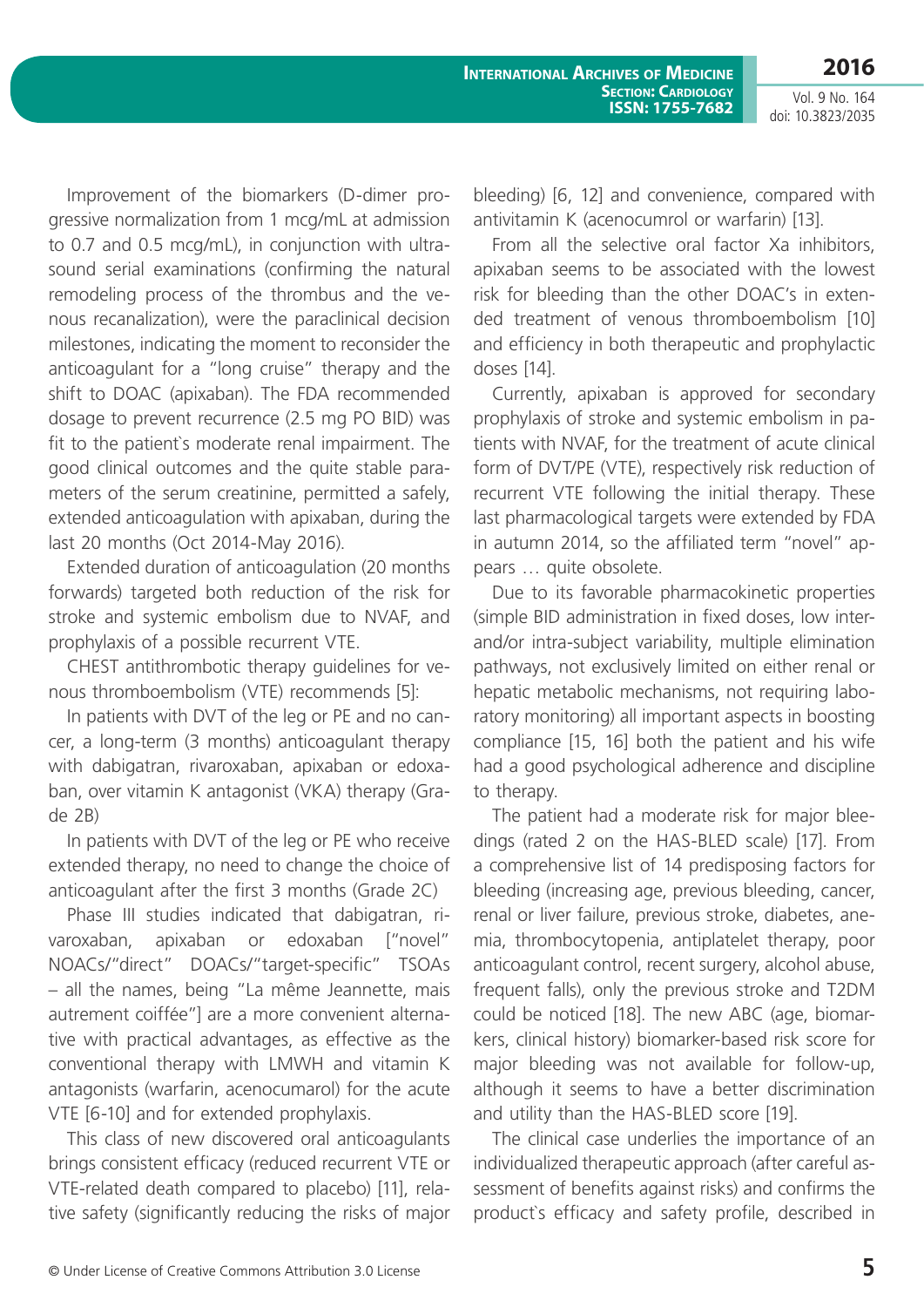Improvement of the biomarkers (D-dimer progressive normalization from 1 mcg/mL at admission to 0.7 and 0.5 mcg/mL), in conjunction with ultrasound serial examinations (confirming the natural remodeling process of the thrombus and the venous recanalization), were the paraclinical decision milestones, indicating the moment to reconsider the anticoagulant for a "long cruise" therapy and the shift to DOAC (apixaban). The FDA recommended dosage to prevent recurrence (2.5 mg PO BID) was fit to the patient`s moderate renal impairment. The good clinical outcomes and the quite stable parameters of the serum creatinine, permitted a safely, extended anticoagulation with apixaban, during the last 20 months (Oct 2014-May 2016).

Extended duration of anticoagulation (20 months forwards) targeted both reduction of the risk for stroke and systemic embolism due to NVAF, and prophylaxis of a possible recurrent VTE.

CHEST antithrombotic therapy guidelines for venous thromboembolism (VTE) recommends [5]:

In patients with DVT of the leg or PE and no cancer, a long-term (3 months) anticoagulant therapy with dabigatran, rivaroxaban, apixaban or edoxaban, over vitamin K antagonist (VKA) therapy (Grade 2B)

In patients with DVT of the leg or PE who receive extended therapy, no need to change the choice of anticoagulant after the first 3 months (Grade 2C)

Phase III studies indicated that dabigatran, rivaroxaban, apixaban or edoxaban ["novel" NOACs/"direct" DOACs/"target-specific" TSOAs – all the names, being "La même Jeannette, mais autrement coiffée"] are a more convenient alternative with practical advantages, as effective as the conventional therapy with LMWH and vitamin K antagonists (warfarin, acenocumarol) for the acute VTE [6-10] and for extended prophylaxis.

This class of new discovered oral anticoagulants brings consistent efficacy (reduced recurrent VTE or VTE-related death compared to placebo) [11], relative safety (significantly reducing the risks of major bleeding) [6, 12] and convenience, compared with antivitamin K (acenocumrol or warfarin) [13].

From all the selective oral factor Xa inhibitors, apixaban seems to be associated with the lowest risk for bleeding than the other DOAC's in extended treatment of venous thromboembolism [10] and efficiency in both therapeutic and prophylactic doses [14].

Currently, apixaban is approved for secondary prophylaxis of stroke and systemic embolism in patients with NVAF, for the treatment of acute clinical form of DVT/PE (VTE), respectively risk reduction of recurrent VTE following the initial therapy. These last pharmacological targets were extended by FDA in autumn 2014, so the affiliated term "novel" appears … quite obsolete.

Due to its favorable pharmacokinetic properties (simple BID administration in fixed doses, low inter- and/or intra-subject variability, multiple elimination pathways, not exclusively limited on either renal or hepatic metabolic mechanisms, not requiring laboratory monitoring) all important aspects in boosting compliance [15, 16] both the patient and his wife had a good psychological adherence and discipline to therapy.

The patient had a moderate risk for major bleedings (rated 2 on the HAS-BLED scale) [17]. From a comprehensive list of 14 predisposing factors for bleeding (increasing age, previous bleeding, cancer, renal or liver failure, previous stroke, diabetes, anemia, thrombocytopenia, antiplatelet therapy, poor anticoagulant control, recent surgery, alcohol abuse, frequent falls), only the previous stroke and T2DM could be noticed [18]. The new ABC (age, biomarkers, clinical history) biomarker-based risk score for major bleeding was not available for follow-up, although it seems to have a better discrimination and utility than the HAS-BLED score [19].

The clinical case underlies the importance of an individualized therapeutic approach (after careful assessment of benefits against risks) and confirms the product`s efficacy and safety profile, described in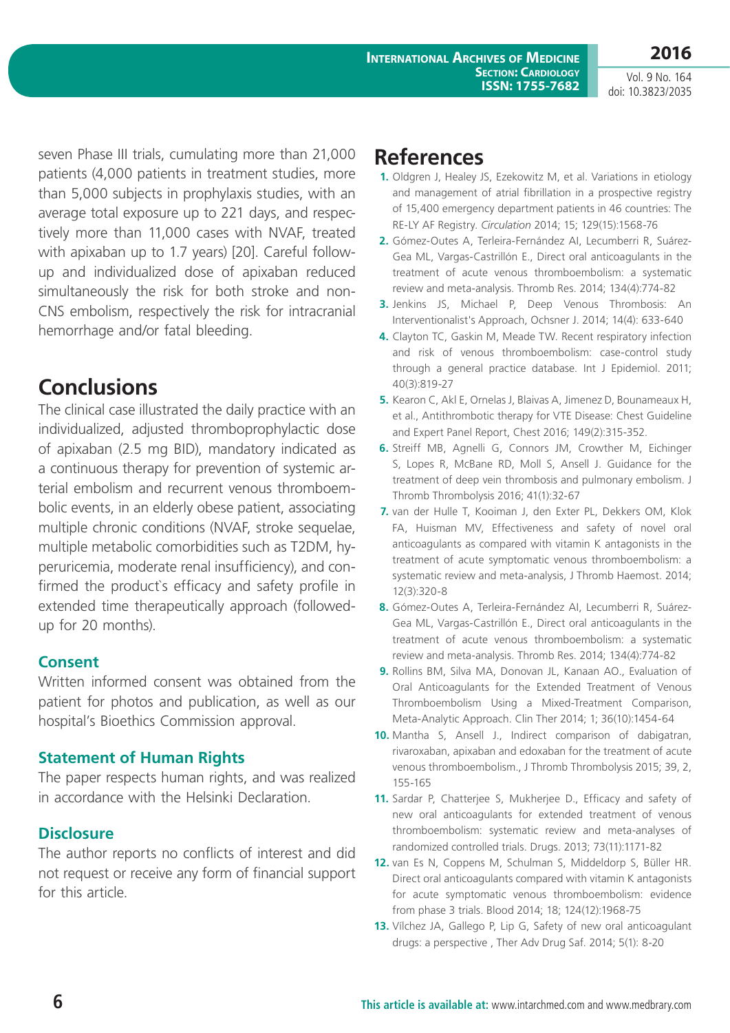seven Phase III trials, cumulating more than 21,000 patients (4,000 patients in treatment studies, more than 5,000 subjects in prophylaxis studies, with an average total exposure up to 221 days, and respectively more than 11,000 cases with NVAF, treated with apixaban up to 1.7 years) [20]. Careful follow-up and individualized dose of apixaban reduced simultaneously the risk for both stroke and non-CNS embolism, respectively the risk for intracranial hemorrhage and/or fatal bleeding.

## Conclusions

The clinical case illustrated the daily practice with an individualized, adjusted thromboprophylactic dose of apixaban (2.5 mg BID), mandatory indicated as a continuous therapy for prevention of systemic arterial embolism and recurrent venous thromboembolic events, in an elderly obese patient, associating multiple chronic conditions (NVAF, stroke sequelae, multiple metabolic comorbidities such as T2DM, hyperuricemia, moderate renal insufficiency), and confirmed the product`s efficacy and safety profile in extended time therapeutically approach (followed-up for 20 months).

### Consent

Written informed consent was obtained from the patient for photos and publication, as well as our hospital's Bioethics Commission approval.

### Statement of Human Rights

The paper respects human rights, and was realized in accordance with the Helsinki Declaration.

### Disclosure

The author reports no conflicts of interest and did not request or receive any form of financial support for this article.

## References

1. Oldgren J, Healey JS, Ezekowitz M, et al. Variations in etiology and management of atrial fibrillation in a prospective registry of 15,400 emergency department patients in 46 countries: The RE-LY AF Registry. *Circulation* 2014; 15; 129(15):1568-76
2. Gómez-Outes A, Terleira-Fernández AI, Lecumberri R, Suárez-Gea ML, Vargas-Castrillón E., Direct oral anticoagulants in the treatment of acute venous thromboembolism: a systematic review and meta-analysis. Thromb Res. 2014; 134(4):774-82
3. Jenkins JS, Michael P, Deep Venous Thrombosis: An Interventionalist's Approach, Ochsner J. 2014; 14(4): 633-640
4. Clayton TC, Gaskin M, Meade TW. Recent respiratory infection and risk of venous thromboembolism: case-control study through a general practice database. Int J Epidemiol. 2011; 40(3):819-27
5. Kearon C, Akl E, Ornelas J, Blaivas A, Jimenez D, Bounameaux H, et al., Antithrombotic therapy for VTE Disease: Chest Guideline and Expert Panel Report, Chest 2016; 149(2):315-352.
6. Streiff MB, Agnelli G, Connors JM, Crowther M, Eichinger S, Lopes R, McBane RD, Moll S, Ansell J. Guidance for the treatment of deep vein thrombosis and pulmonary embolism. J Thromb Thrombolysis 2016; 41(1):32-67
7. van der Hulle T, Kooiman J, den Exter PL, Dekkers OM, Klok FA, Huisman MV, Effectiveness and safety of novel oral anticoagulants as compared with vitamin K antagonists in the treatment of acute symptomatic venous thromboembolism: a systematic review and meta-analysis, J Thromb Haemost. 2014; 12(3):320-8
8. Gómez-Outes A, Terleira-Fernández AI, Lecumberri R, Suárez-Gea ML, Vargas-Castrillón E., Direct oral anticoagulants in the treatment of acute venous thromboembolism: a systematic review and meta-analysis. Thromb Res. 2014; 134(4):774-82
9. Rollins BM, Silva MA, Donovan JL, Kanaan AO., Evaluation of Oral Anticoagulants for the Extended Treatment of Venous Thromboembolism Using a Mixed-Treatment Comparison, Meta-Analytic Approach. Clin Ther 2014; 1; 36(10):1454-64
10. Mantha S, Ansell J., Indirect comparison of dabigatran, rivaroxaban, apixaban and edoxaban for the treatment of acute venous thromboembolism., J Thromb Thrombolysis 2015; 39, 2, 155-165
11. Sardar P, Chatterjee S, Mukherjee D., Efficacy and safety of new oral anticoagulants for extended treatment of venous thromboembolism: systematic review and meta-analyses of randomized controlled trials. Drugs. 2013; 73(11):1171-82
12. van Es N, Coppens M, Schulman S, Middeldorp S, Büller HR. Direct oral anticoagulants compared with vitamin K antagonists for acute symptomatic venous thromboembolism: evidence from phase 3 trials. Blood 2014; 18; 124(12):1968-75
13. Vílchez JA, Gallego P, Lip G, Safety of new oral anticoagulant drugs: a perspective , Ther Adv Drug Saf. 2014; 5(1): 8-20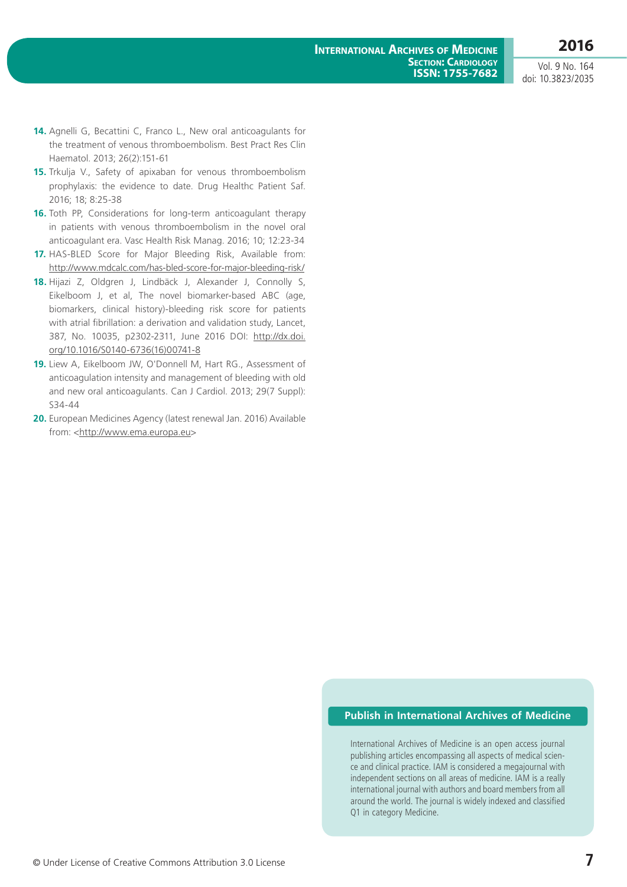14. Agnelli G, Becattini C, Franco L., New oral anticoagulants for the treatment of venous thromboembolism. Best Pract Res Clin Haematol. 2013; 26(2):151-61
15. Trkulja V., Safety of apixaban for venous thromboembolism prophylaxis: the evidence to date. Drug Healthc Patient Saf. 2016; 18; 8:25-38
16. Toth PP, Considerations for long-term anticoagulant therapy in patients with venous thromboembolism in the novel oral anticoagulant era. Vasc Health Risk Manag. 2016; 10; 12:23-34
17. HAS-BLED Score for Major Bleeding Risk, Available from: http://www.mdcalc.com/has-bled-score-for-major-bleeding-risk/
18. Hijazi Z, Oldgren J, Lindbäck J, Alexander J, Connolly S, Eikelboom J, et al, The novel biomarker-based ABC (age, biomarkers, clinical history)-bleeding risk score for patients with atrial fibrillation: a derivation and validation study, Lancet, 387, No. 10035, p2302-2311, June 2016 DOI: http://dx.doi.org/10.1016/S0140-6736(16)00741-8
19. Liew A, Eikelboom JW, O'Donnell M, Hart RG., Assessment of anticoagulation intensity and management of bleeding with old and new oral anticoagulants. Can J Cardiol. 2013; 29(7 Suppl): S34-44
20. European Medicines Agency (latest renewal Jan. 2016) Available from: <http://www.ema.europa.eu>

**Publish in International Archives of Medicine**

International Archives of Medicine is an open access journal publishing articles encompassing all aspects of medical science and clinical practice. IAM is considered a megajournal with independent sections on all areas of medicine. IAM is a really international journal with authors and board members from all around the world. The journal is widely indexed and classified Q1 in category Medicine.

© Under License of Creative Commons Attribution 3.0 License